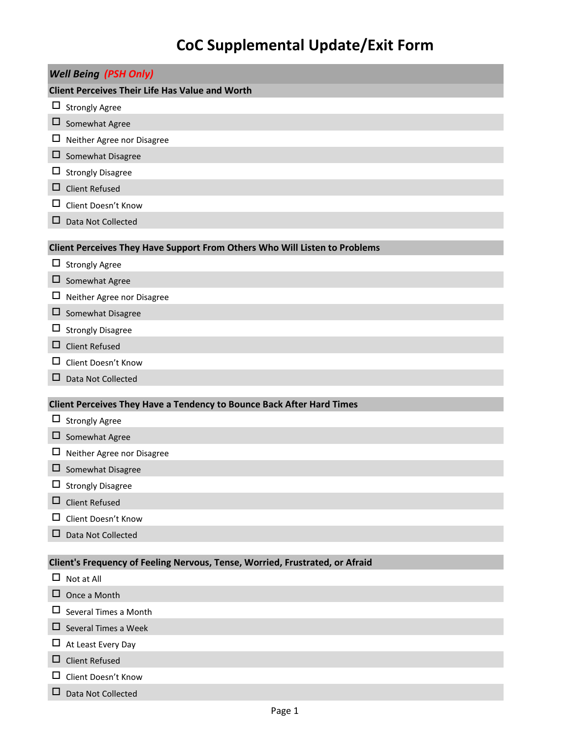# CoC Supplemental Update/Exit Form

## *Well Being* *(PSH Only)*

### Client Perceives Their Life Has Value and Worth

- ☐ Strongly Agree
- ☐ Somewhat Agree
- ☐ Neither Agree nor Disagree
- ☐ Somewhat Disagree
- ☐ Strongly Disagree
- ☐ Client Refused
- ☐ Client Doesn't Know
- ☐ Data Not Collected

### Client Perceives They Have Support From Others Who Will Listen to Problems

- ☐ Strongly Agree
- ☐ Somewhat Agree
- ☐ Neither Agree nor Disagree
- ☐ Somewhat Disagree
- ☐ Strongly Disagree
- ☐ Client Refused
- ☐ Client Doesn't Know
- ☐ Data Not Collected

### Client Perceives They Have a Tendency to Bounce Back After Hard Times

- ☐ Strongly Agree
- ☐ Somewhat Agree
- ☐ Neither Agree nor Disagree
- ☐ Somewhat Disagree
- ☐ Strongly Disagree
- ☐ Client Refused
- ☐ Client Doesn't Know
- ☐ Data Not Collected

### Client's Frequency of Feeling Nervous, Tense, Worried, Frustrated, or Afraid

- ☐ Not at All
- ☐ Once a Month
- ☐ Several Times a Month
- ☐ Several Times a Week
- ☐ At Least Every Day
- ☐ Client Refused
- ☐ Client Doesn't Know
- ☐ Data Not Collected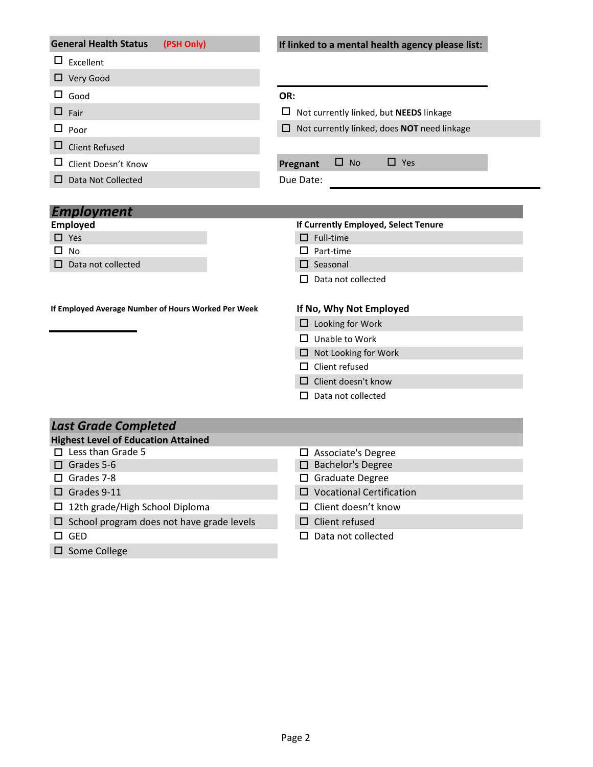**General Health Status** (PSH Only)

- ☐ Excellent
- ☐ Very Good
- ☐ Good
- ☐ Fair
- ☐ Poor
- ☐ Client Refused
- ☐ Client Doesn't Know
- ☐ Data Not Collected

**If linked to a mental health agency please list:**

\_\_\_\_\_\_\_\_\_\_\_\_\_\_\_\_\_\_\_\_\_\_\_\_\_\_\_\_\_\_\_\_\_\_\_\_\_\_\_\_

**OR:**

- ☐ Not currently linked, but **NEEDS** linkage
- ☐ Not currently linked, does **NOT** need linkage

**Pregnant** ☐ No ☐ Yes

Due Date: \_\_\_\_\_\_\_\_\_\_\_\_\_\_\_\_\_\_\_\_\_\_\_\_\_\_\_\_\_\_\_\_

## *Employment*

**Employed**

- ☐ Yes
- ☐ No
- ☐ Data not collected

**If Currently Employed, Select Tenure**

- ☐ Full-time
- ☐ Part-time
- ☐ Seasonal
- ☐ Data not collected

**If Employed Average Number of Hours Worked Per Week**

\_\_\_\_\_\_\_\_\_\_\_\_\_\_\_\_

**If No, Why Not Employed**

- ☐ Looking for Work
- ☐ Unable to Work
- ☐ Not Looking for Work
- ☐ Client refused
- ☐ Client doesn't know
- ☐ Data not collected

## *Last Grade Completed*

**Highest Level of Education Attained**

- ☐ Less than Grade 5
- ☐ Grades 5-6
- ☐ Grades 7-8
- ☐ Grades 9-11
- ☐ 12th grade/High School Diploma
- ☐ School program does not have grade levels
- ☐ GED
- ☐ Some College
- ☐ Associate's Degree
- ☐ Bachelor's Degree
- ☐ Graduate Degree
- ☐ Vocational Certification
- ☐ Client doesn't know
- ☐ Client refused
- ☐ Data not collected